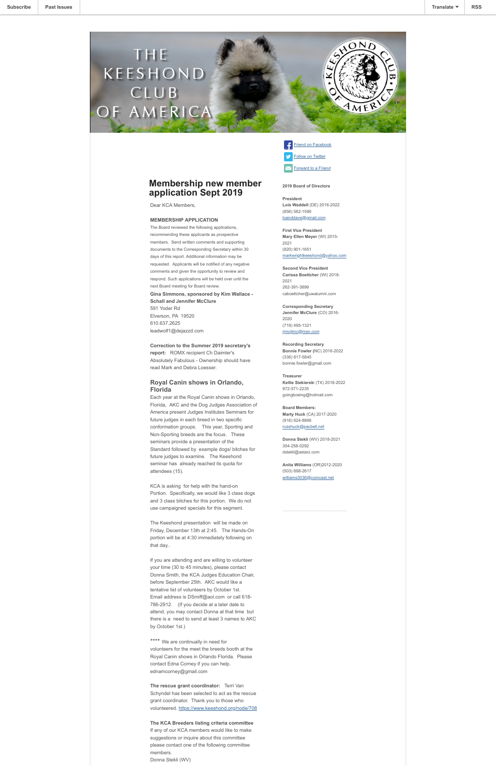Subscribe | Past Issues | Translate | RSS

# THE KEESHOND CLUB OF AMERICA

Friend on Facebook
Follow on Twitter
Forward to a Friend

## Membership new member application Sept 2019

Dear KCA Members,

**MEMBERSHIP APPLICATION**

The Board reviewed the following applications, recommending these applicants as prospective members. Send written comments and supporting documents to the Corresponding Secretary within 30 days of this report. Additional information may be requested. Applicants will be notified of any negative comments and given the opportunity to review and respond. Such applications will be held over until the next Board meeting for Board review.

**Gina Simmons, sponsored by Kim Wallace - Schall and Jennifer McClure**
591 Yoder Rd
Elverson, PA 19520
610.637.2625
leadwolf1@dejazzd.com

**Correction to the Summer 2019 secretary's report:** ROMX recipient Ch Daimler's Absolutely Fabulous - Ownership should have read Mark and Debra Loesser.

### Royal Canin shows in Orlando, Florida

Each year at the Royal Canin shows in Orlando, Florida, AKC and the Dog Judges Association of America present Judges Institutes Seminars for future judges in each breed in two specific conformation groups. This year, Sporting and Non-Sporting breeds are the focus. These seminars provide a presentation of the Standard followed by example dogs/ bitches for future judges to examine. The Keeshond seminar has already reached its quota for attendees (15).

KCA is asking for help with the hand-on Portion. Specifically, we would like 3 class dogs and 3 class bitches for this portion. We do not use campaigned specials for this segment.

The Keeshond presentation will be made on Friday, December 13th at 2:45. The Hands-On portion will be at 4:30 immediately following on that day..

If you are attending and are willing to volunteer your time (30 to 45 minutes), please contact Donna Smith, the KCA Judges Education Chair, before September 25th. AKC would like a tentative list of volunteers by October 1st. Email address is DSmiff@aol.com or call 618-786-2912. (If you decide at a later date to attend, you may contact Donna at that time but there is a need to send at least 3 names to AKC by October 1st.)

**** We are continually in need for volunteers for the meet the breeds booth at the Royal Canin shows in Orlando Florida. Please contact Edna Corney if you can help. ednamcorney@gmail.com

**The rescue grant coordinator:** Terri Van Schyndel has been selected to act as the rescue grant coordinator. Thank you to those who volunteered. https://www.keeshond.org/node/708

**The KCA Breeders listing criteria committee**
If any of our KCA members would like to make suggestions or inquire about this committee please contact one of the following committee members.
Donna Stekli (WV)

**2019 Board of Directors**

**President**
**Lois Waddell** (DE) 2016-2022
(856) 582-1590
loanddave@gmail.com

**First Vice President**
**Mary Ellen Meyer** (WI) 2015-2021
(920) 901-1651
markwrightkeeshond@yahoo.com

**Second Vice President**
**Carissa Boettcher** (WI) 2018-2021
262-391-3899
caboettcher@uwalumni.com

**Corresponding Secretary**
**Jennifer McClure** (CO) 2016-2020
(719) 495-1321
rjmcjlmc@msn.com

**Recording Secretary**
**Bonnie Fowler** (NC) 2016-2022
(336) 817-5845
bonnie.fowler@gmail.com

**Treasurer**
**Kellie Siekierski** (TX) 2018-2022
972-571-2235
goingboeing@hotmail.com

**Board Members:**
**Marty Huck** (CA) 2017-2020
(916) 624-8866
russhuck@pacbell.net

**Donna Stekli** (WV) 2018-2021
304-258-0292
dstekli@astarz.com

**Anita Williams** (OR)2012-2020
(503) 698-2617
williams3036@comcast.net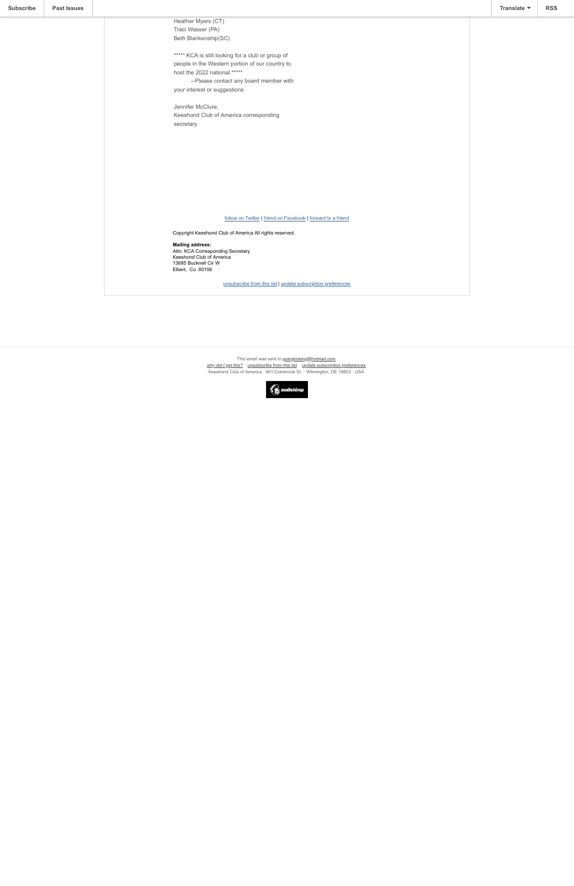Heather Myers (CT)
Traci Wasser (PA)
Beth Blankenship(SC)

***** KCA is still looking for a club or group of people in the Western portion of our country to host the 2022 national.*****
--Please contact any board member with your interest or suggestions

Jennifer McClure,
Keeshond Club of America corresponding secretary

follow on Twitter | friend on Facebook | forward to a friend

Copyright Keeshond Club of America All rights reserved.

**Mailing address:**
Attn: KCA Corresponding Secretary
Keeshond Club of America
13685 Bucknell Cir W
Elbert, Co 80106

unsubscribe from this list | update subscription preferences

This email was sent to goingboeing@hotmail.com
*why did I get this?* unsubscribe from this list update subscription preferences
Keeshond Club of America · 901 Cranbrook Dr. · Wilmington, DE 19803 · USA